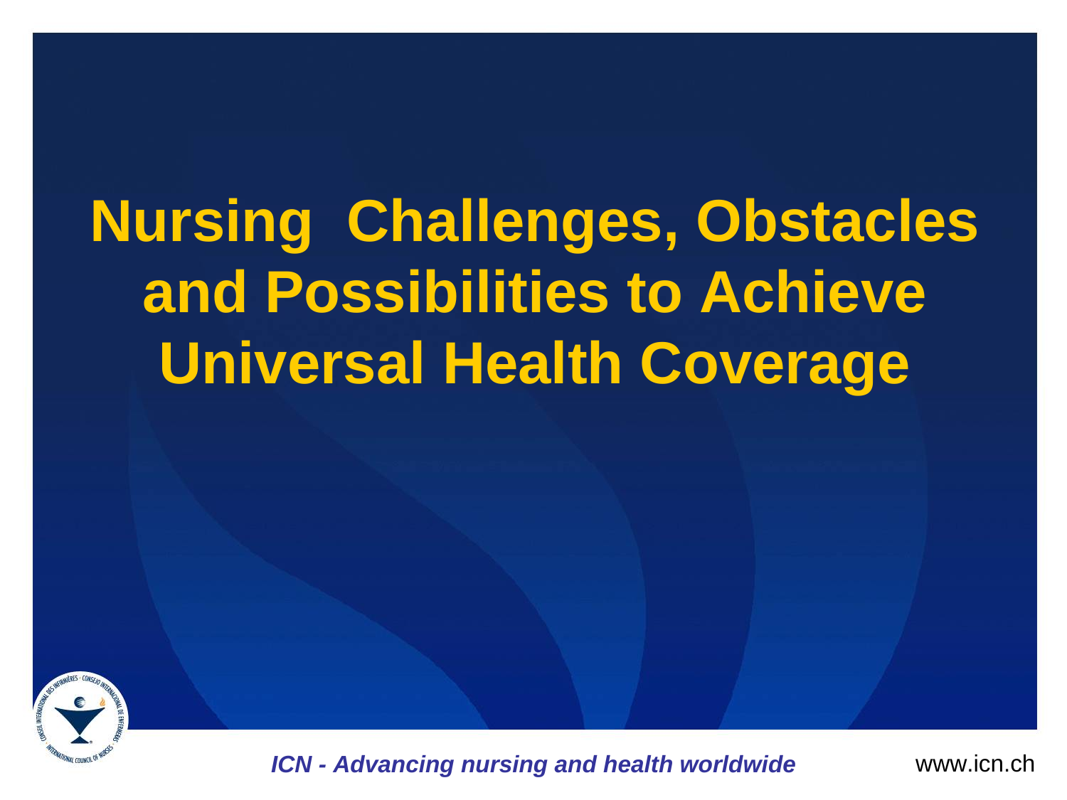# Nursing Challenges, Obstacles and Possibilities to Achieve Universal Health Coverage

*ICN - Advancing nursing and health worldwide*

www.icn.ch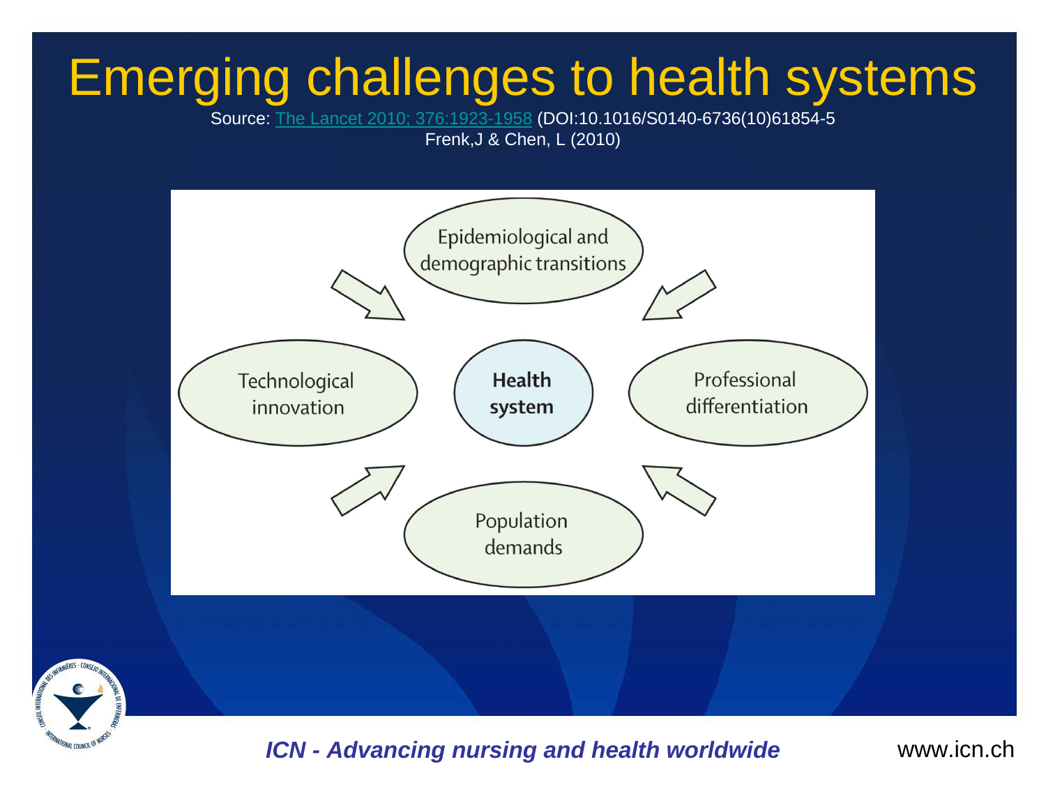# Emerging challenges to health systems

Source: The Lancet 2010; 376:1923-1958 (DOI:10.1016/S0140-6736(10)61854-5
Frenk,J & Chen, L (2010)

- Epidemiological and demographic transitions
- Technological innovation
- **Health system**
- Professional differentiation
- Population demands

*ICN - Advancing nursing and health worldwide*

www.icn.ch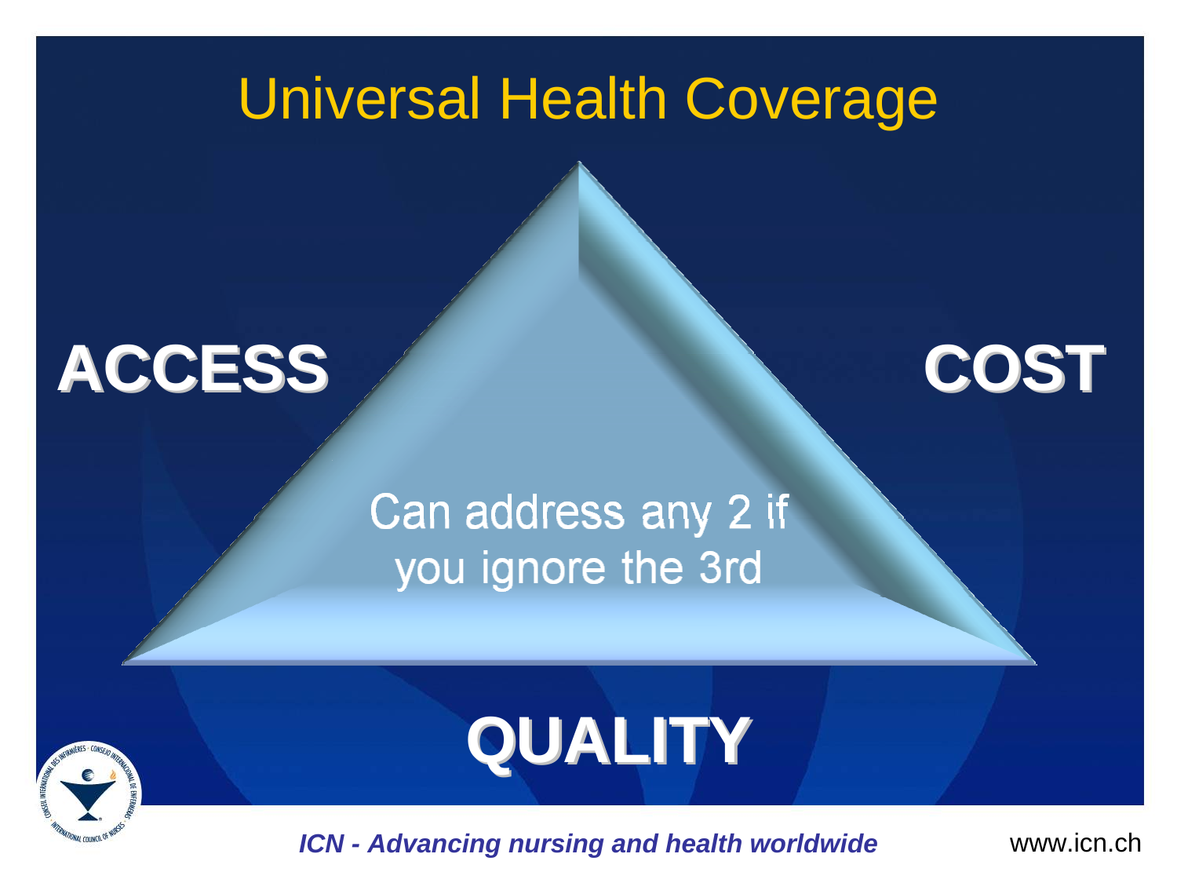# Universal Health Coverage

**ACCESS**

**COST**

Can address any 2 if you ignore the 3rd

**QUALITY**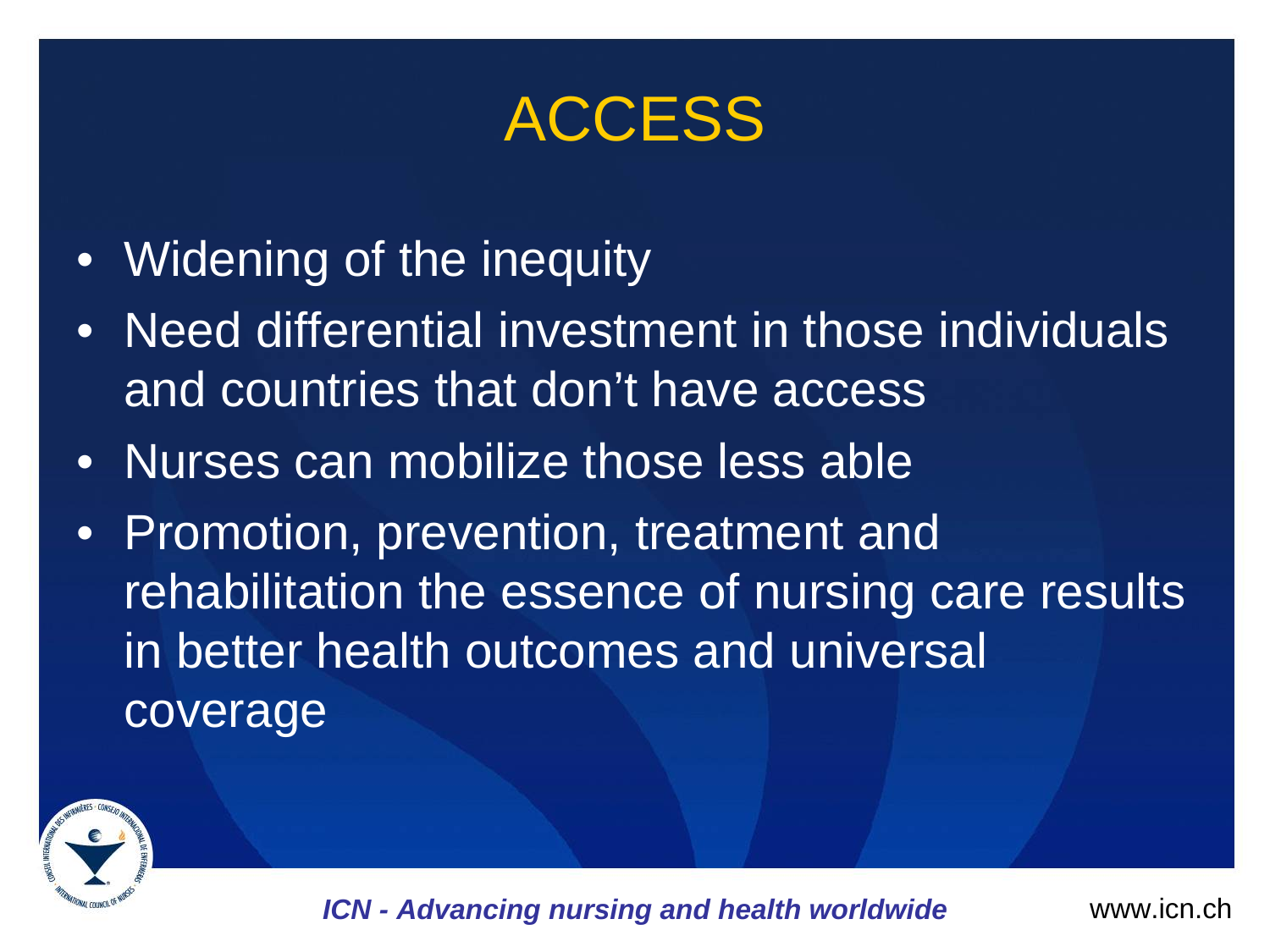# ACCESS

- Widening of the inequity
- Need differential investment in those individuals and countries that don't have access
- Nurses can mobilize those less able
- Promotion, prevention, treatment and rehabilitation the essence of nursing care results in better health outcomes and universal coverage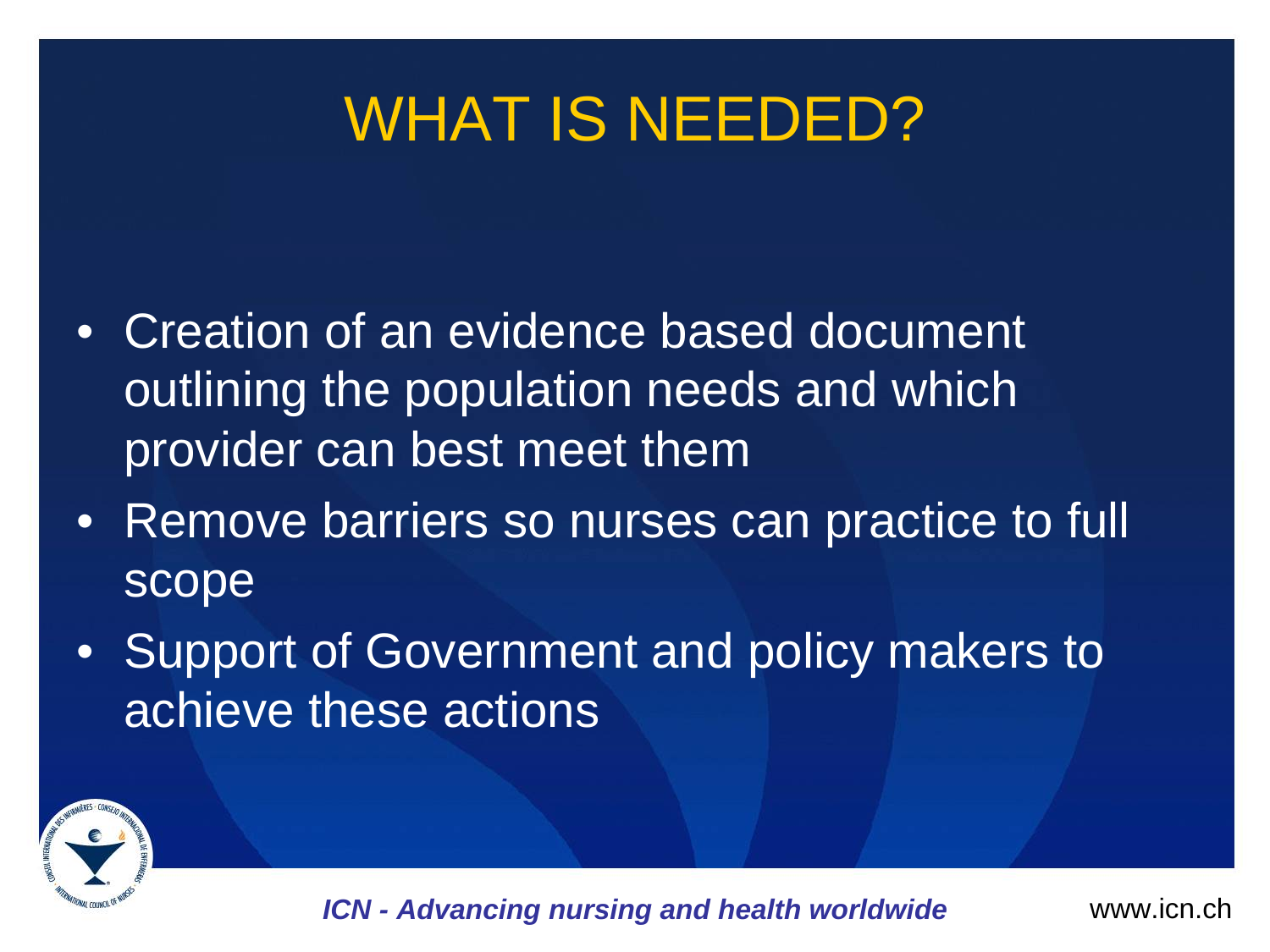# WHAT IS NEEDED?

- Creation of an evidence based document outlining the population needs and which provider can best meet them
- Remove barriers so nurses can practice to full scope
- Support of Government and policy makers to achieve these actions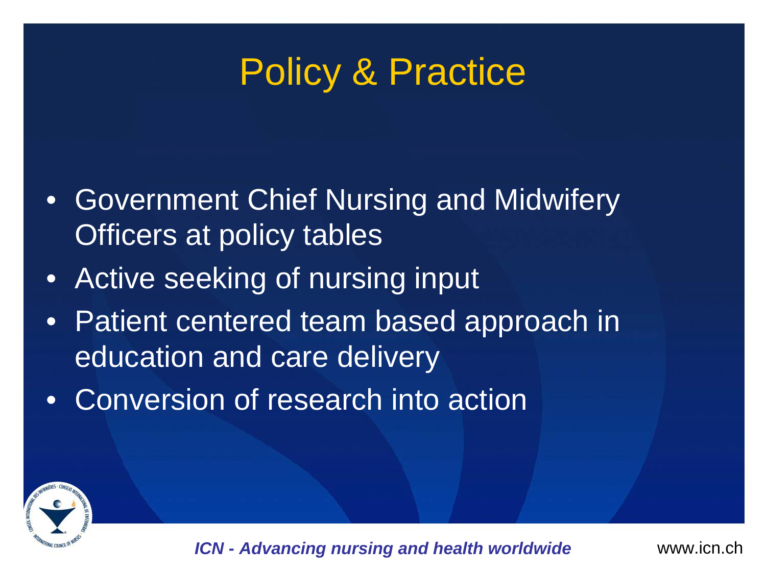# Policy & Practice

- Government Chief Nursing and Midwifery Officers at policy tables
- Active seeking of nursing input
- Patient centered team based approach in education and care delivery
- Conversion of research into action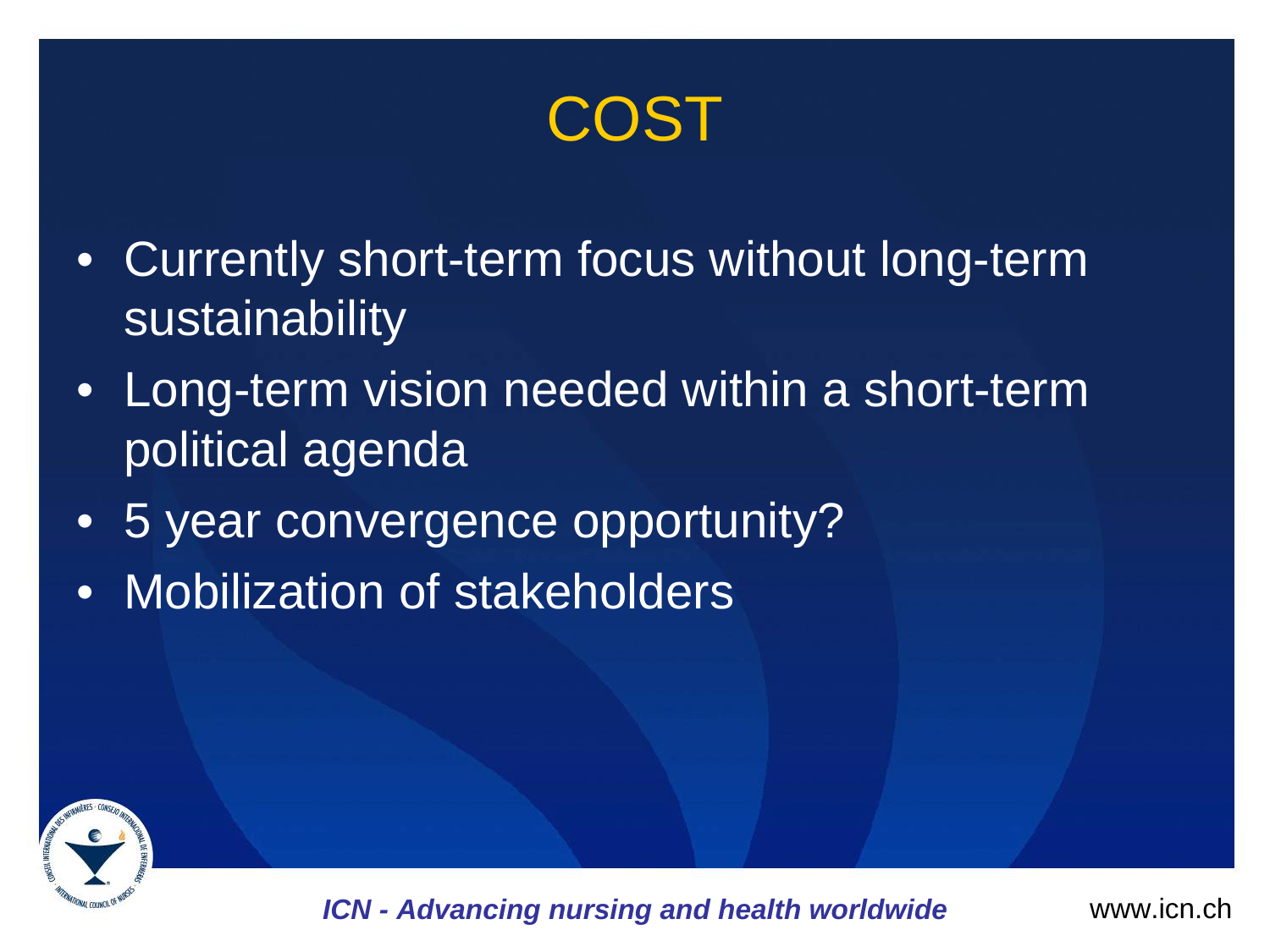# COST

- Currently short-term focus without long-term sustainability
- Long-term vision needed within a short-term political agenda
- 5 year convergence opportunity?
- Mobilization of stakeholders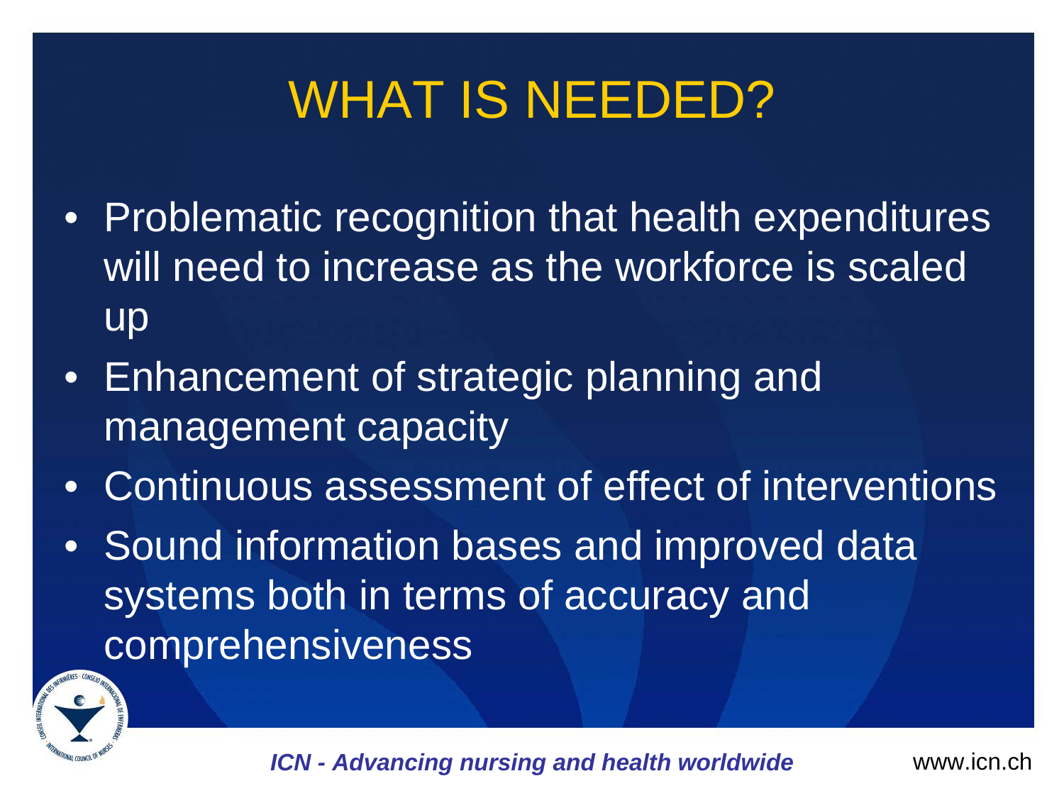# WHAT IS NEEDED?

- Problematic recognition that health expenditures will need to increase as the workforce is scaled up
- Enhancement of strategic planning and management capacity
- Continuous assessment of effect of interventions
- Sound information bases and improved data systems both in terms of accuracy and comprehensiveness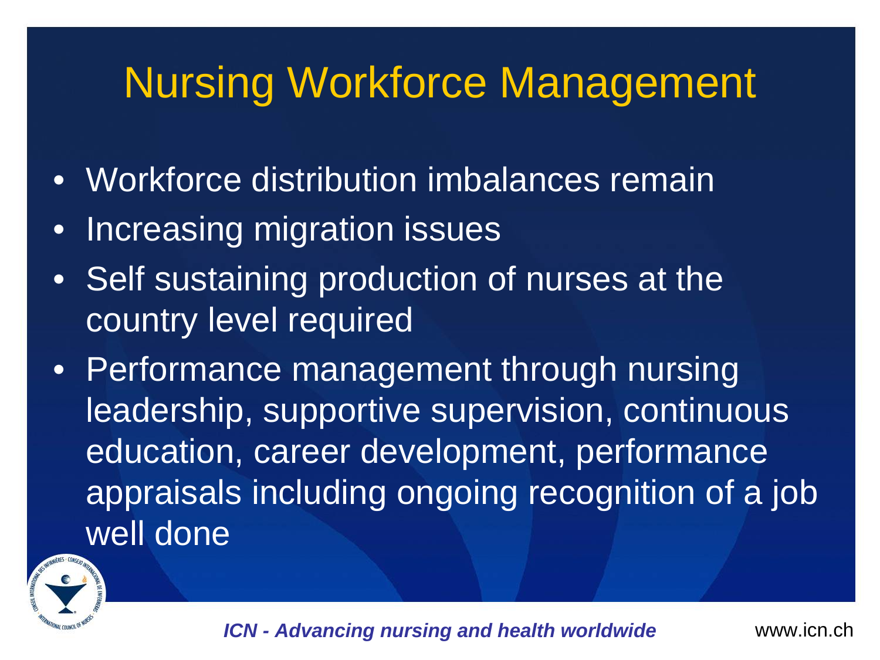# Nursing Workforce Management

- Workforce distribution imbalances remain
- Increasing migration issues
- Self sustaining production of nurses at the country level required
- Performance management through nursing leadership, supportive supervision, continuous education, career development, performance appraisals including ongoing recognition of a job well done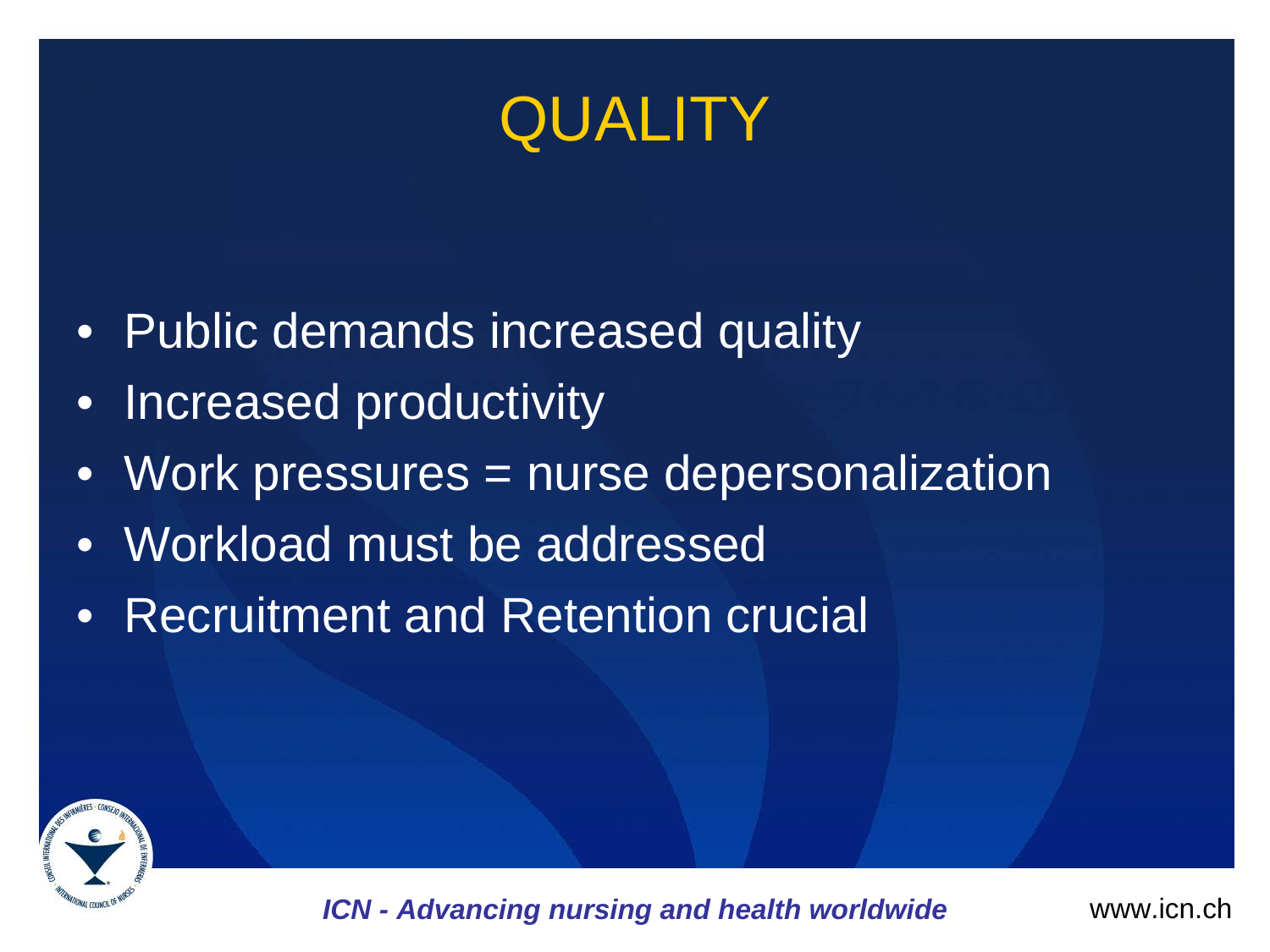# QUALITY

- Public demands increased quality
- Increased productivity
- Work pressures = nurse depersonalization
- Workload must be addressed
- Recruitment and Retention crucial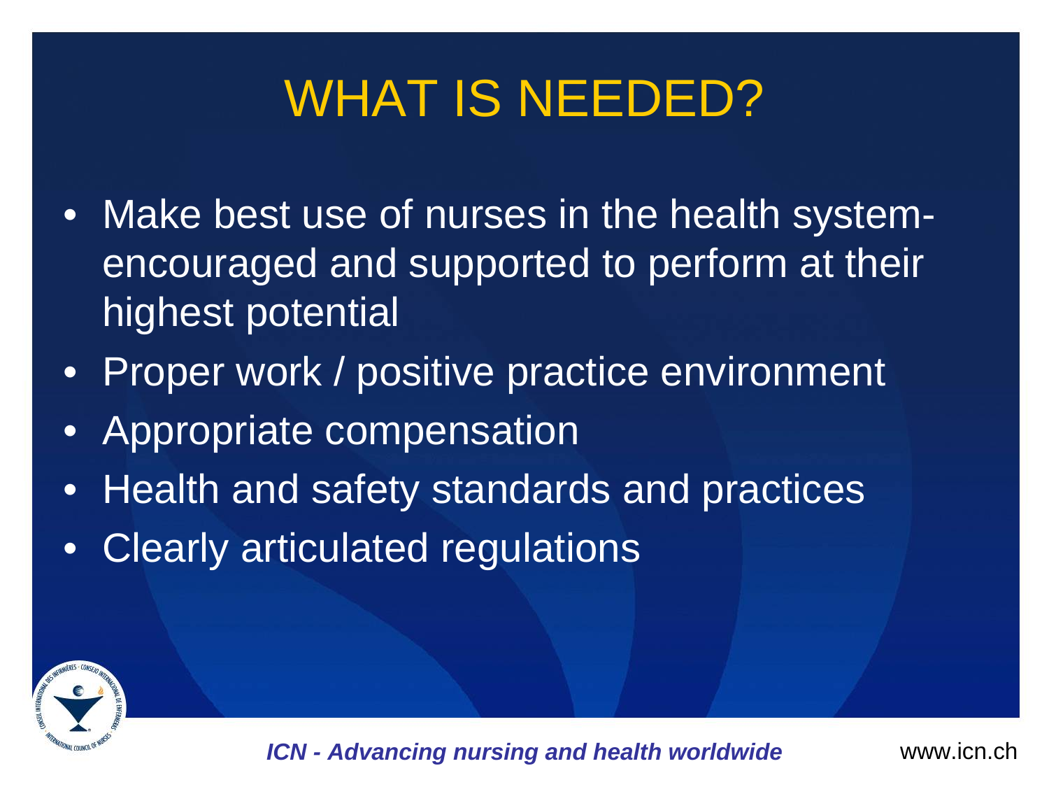# WHAT IS NEEDED?

- Make best use of nurses in the health system- encouraged and supported to perform at their highest potential
- Proper work / positive practice environment
- Appropriate compensation
- Health and safety standards and practices
- Clearly articulated regulations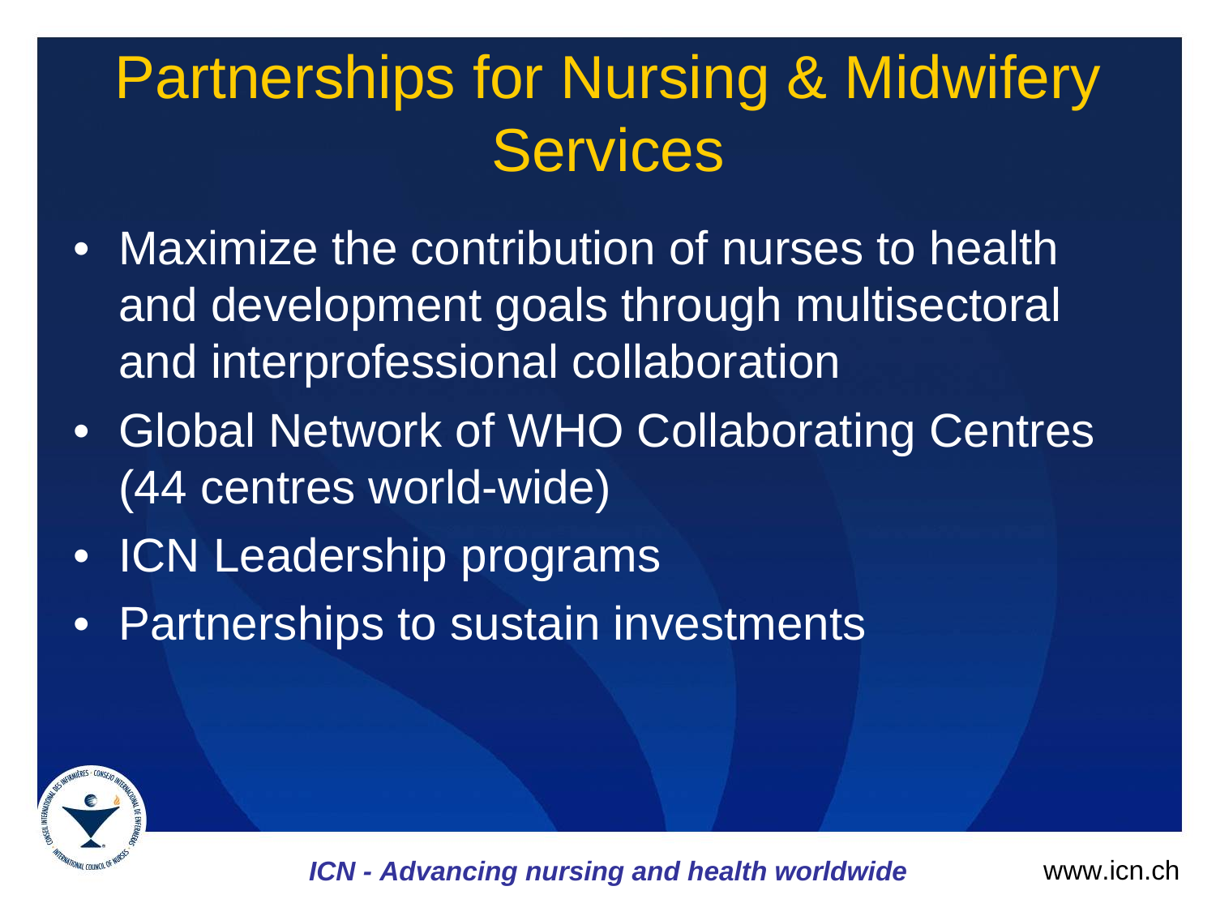# Partnerships for Nursing & Midwifery Services

- Maximize the contribution of nurses to health and development goals through multisectoral and interprofessional collaboration
- Global Network of WHO Collaborating Centres (44 centres world-wide)
- ICN Leadership programs
- Partnerships to sustain investments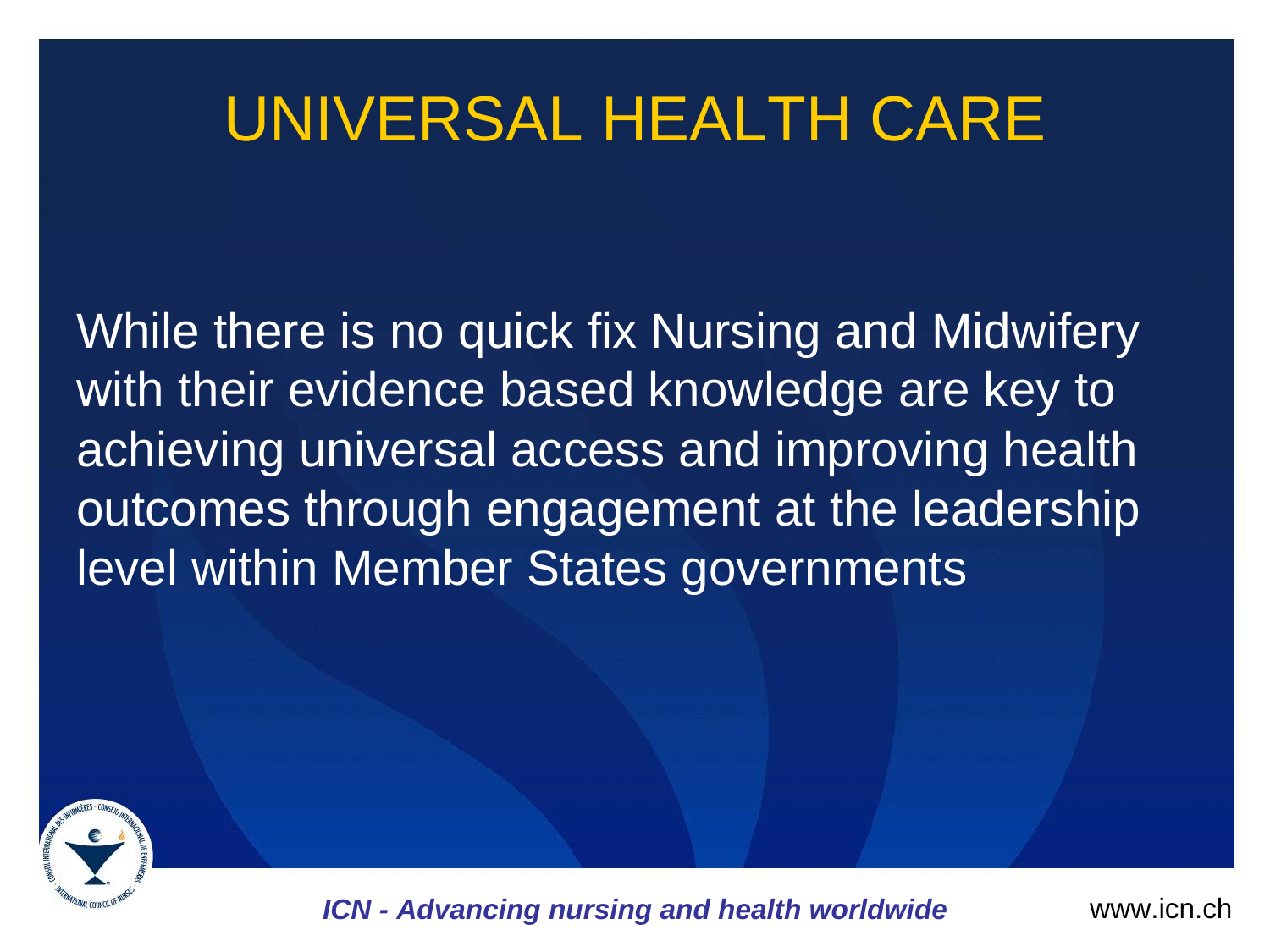# UNIVERSAL HEALTH CARE

While there is no quick fix Nursing and Midwifery with their evidence based knowledge are key to achieving universal access and improving health outcomes through engagement at the leadership level within Member States governments